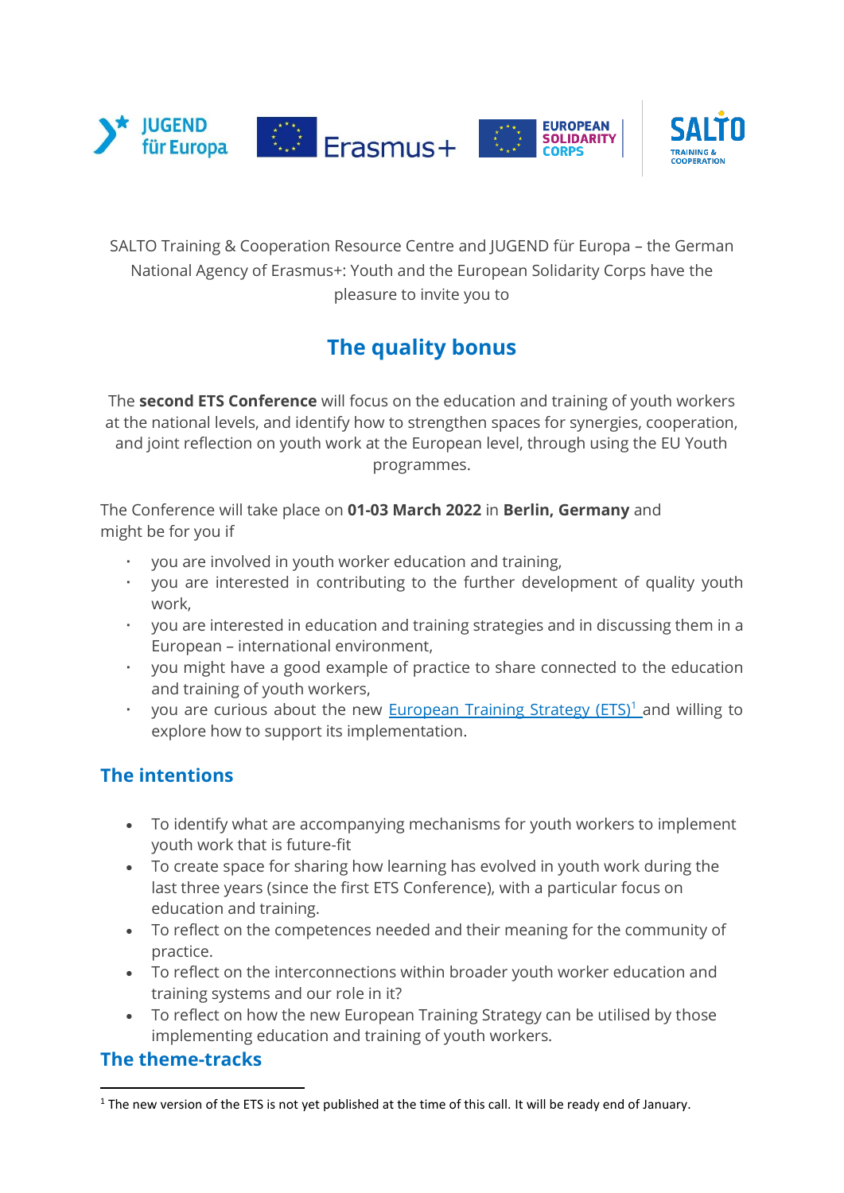SALTO Training & Cooperation Resource Centre and JUGEND für Europa – the German National Agency of Erasmus+: Youth and the European Solidarity Corps have the pleasure to invite you to

# The quality bonus

The **second ETS Conference** will focus on the education and training of youth workers at the national levels, and identify how to strengthen spaces for synergies, cooperation, and joint reflection on youth work at the European level, through using the EU Youth programmes.

The Conference will take place on **01-03 March 2022** in **Berlin, Germany** and might be for you if

- you are involved in youth worker education and training,
- you are interested in contributing to the further development of quality youth work,
- you are interested in education and training strategies and in discussing them in a European – international environment,
- you might have a good example of practice to share connected to the education and training of youth workers,
- you are curious about the new European Training Strategy (ETS)[1] and willing to explore how to support its implementation.

## The intentions

- To identify what are accompanying mechanisms for youth workers to implement youth work that is future-fit
- To create space for sharing how learning has evolved in youth work during the last three years (since the first ETS Conference), with a particular focus on education and training.
- To reflect on the competences needed and their meaning for the community of practice.
- To reflect on the interconnections within broader youth worker education and training systems and our role in it?
- To reflect on how the new European Training Strategy can be utilised by those implementing education and training of youth workers.

## The theme-tracks

[1] The new version of the ETS is not yet published at the time of this call. It will be ready end of January.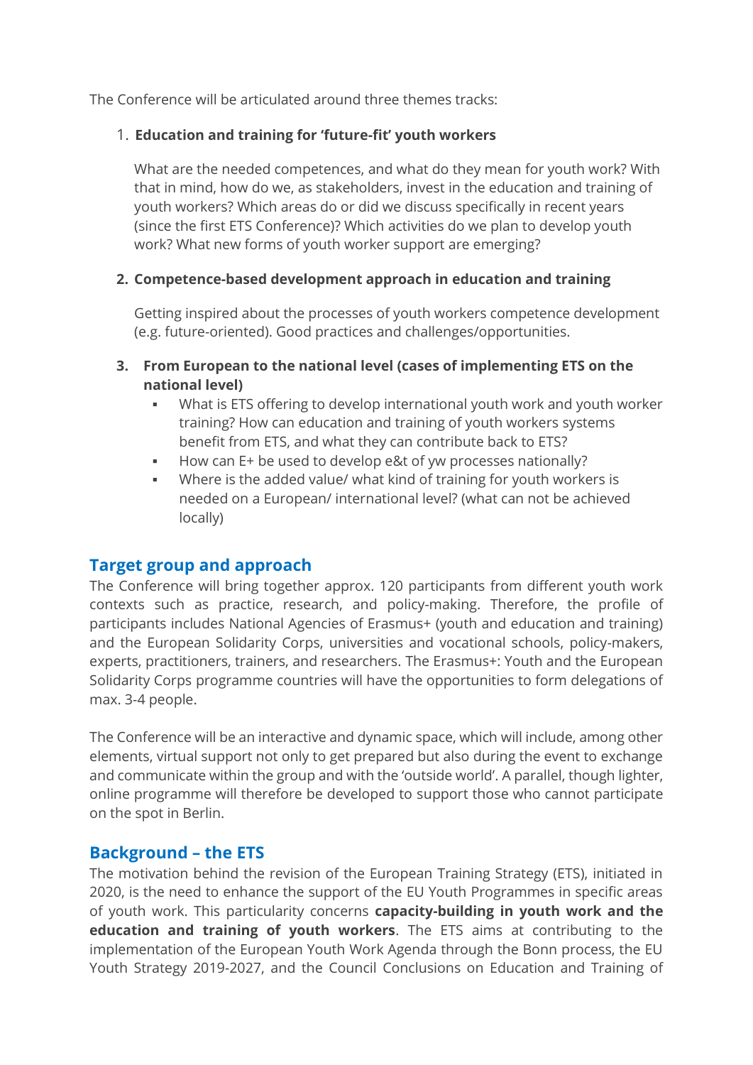The Conference will be articulated around three themes tracks:

1. **Education and training for 'future-fit' youth workers**

   What are the needed competences, and what do they mean for youth work? With that in mind, how do we, as stakeholders, invest in the education and training of youth workers? Which areas do or did we discuss specifically in recent years (since the first ETS Conference)? Which activities do we plan to develop youth work? What new forms of youth worker support are emerging?

2. **Competence-based development approach in education and training**

   Getting inspired about the processes of youth workers competence development (e.g. future-oriented). Good practices and challenges/opportunities.

3. **From European to the national level (cases of implementing ETS on the national level)**
   - What is ETS offering to develop international youth work and youth worker training? How can education and training of youth workers systems benefit from ETS, and what they can contribute back to ETS?
   - How can E+ be used to develop e&t of yw processes nationally?
   - Where is the added value/ what kind of training for youth workers is needed on a European/ international level? (what can not be achieved locally)

## Target group and approach

The Conference will bring together approx. 120 participants from different youth work contexts such as practice, research, and policy-making. Therefore, the profile of participants includes National Agencies of Erasmus+ (youth and education and training) and the European Solidarity Corps, universities and vocational schools, policy-makers, experts, practitioners, trainers, and researchers. The Erasmus+: Youth and the European Solidarity Corps programme countries will have the opportunities to form delegations of max. 3-4 people.

The Conference will be an interactive and dynamic space, which will include, among other elements, virtual support not only to get prepared but also during the event to exchange and communicate within the group and with the 'outside world'. A parallel, though lighter, online programme will therefore be developed to support those who cannot participate on the spot in Berlin.

## Background – the ETS

The motivation behind the revision of the European Training Strategy (ETS), initiated in 2020, is the need to enhance the support of the EU Youth Programmes in specific areas of youth work. This particularity concerns **capacity-building in youth work and the education and training of youth workers**. The ETS aims at contributing to the implementation of the European Youth Work Agenda through the Bonn process, the EU Youth Strategy 2019-2027, and the Council Conclusions on Education and Training of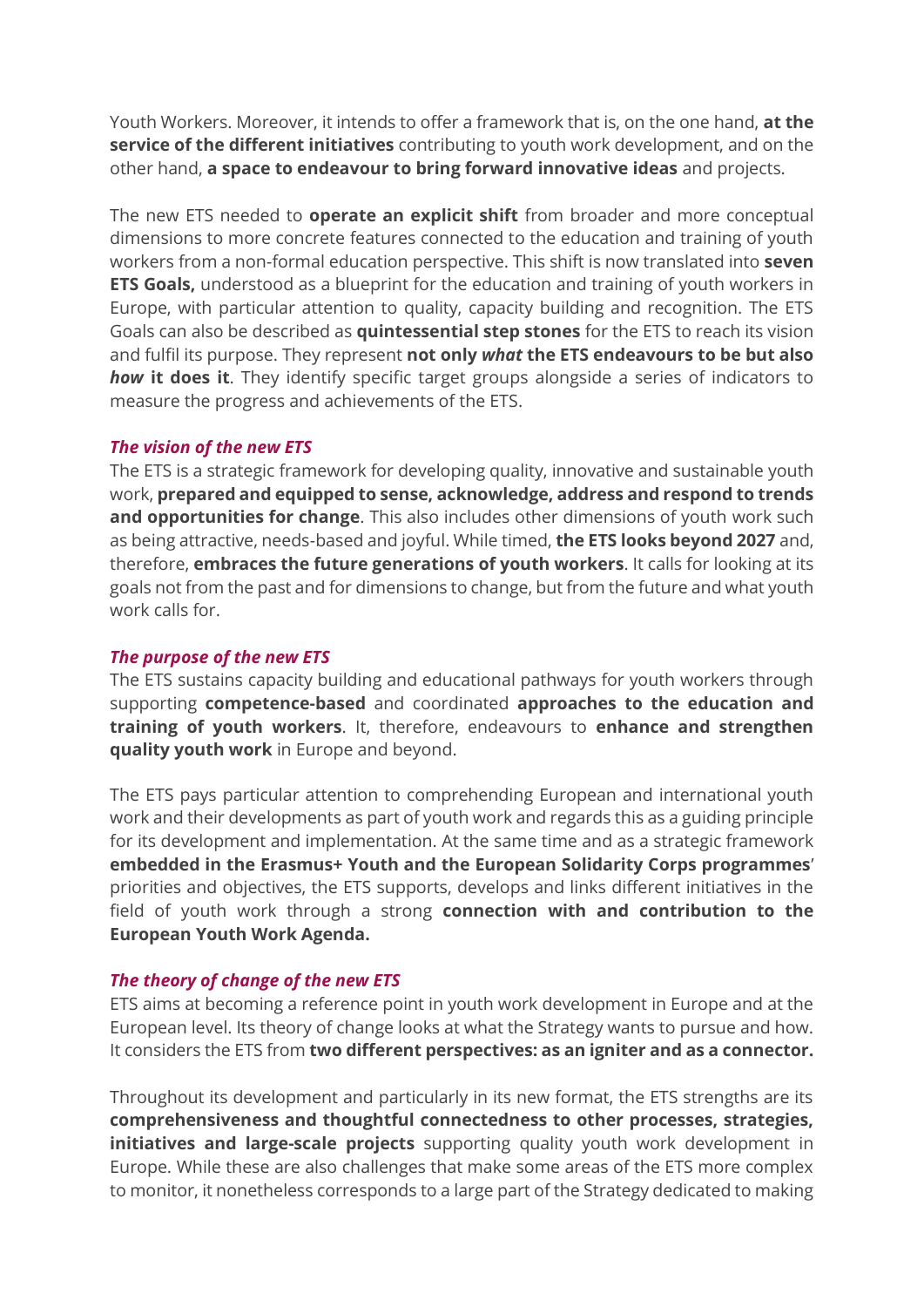Youth Workers. Moreover, it intends to offer a framework that is, on the one hand, **at the service of the different initiatives** contributing to youth work development, and on the other hand, **a space to endeavour to bring forward innovative ideas** and projects.

The new ETS needed to **operate an explicit shift** from broader and more conceptual dimensions to more concrete features connected to the education and training of youth workers from a non-formal education perspective. This shift is now translated into **seven ETS Goals,** understood as a blueprint for the education and training of youth workers in Europe, with particular attention to quality, capacity building and recognition. The ETS Goals can also be described as **quintessential step stones** for the ETS to reach its vision and fulfil its purpose. They represent **not only *what* the ETS endeavours to be but also *how* it does it**. They identify specific target groups alongside a series of indicators to measure the progress and achievements of the ETS.

### *The vision of the new ETS*

The ETS is a strategic framework for developing quality, innovative and sustainable youth work, **prepared and equipped to sense, acknowledge, address and respond to trends and opportunities for change**. This also includes other dimensions of youth work such as being attractive, needs-based and joyful. While timed, **the ETS looks beyond 2027** and, therefore, **embraces the future generations of youth workers**. It calls for looking at its goals not from the past and for dimensions to change, but from the future and what youth work calls for.

### *The purpose of the new ETS*

The ETS sustains capacity building and educational pathways for youth workers through supporting **competence-based** and coordinated **approaches to the education and training of youth workers**. It, therefore, endeavours to **enhance and strengthen quality youth work** in Europe and beyond.

The ETS pays particular attention to comprehending European and international youth work and their developments as part of youth work and regards this as a guiding principle for its development and implementation. At the same time and as a strategic framework **embedded in the Erasmus+ Youth and the European Solidarity Corps programmes**' priorities and objectives, the ETS supports, develops and links different initiatives in the field of youth work through a strong **connection with and contribution to the European Youth Work Agenda.**

### *The theory of change of the new ETS*

ETS aims at becoming a reference point in youth work development in Europe and at the European level. Its theory of change looks at what the Strategy wants to pursue and how. It considers the ETS from **two different perspectives: as an igniter and as a connector.**

Throughout its development and particularly in its new format, the ETS strengths are its **comprehensiveness and thoughtful connectedness to other processes, strategies, initiatives and large-scale projects** supporting quality youth work development in Europe. While these are also challenges that make some areas of the ETS more complex to monitor, it nonetheless corresponds to a large part of the Strategy dedicated to making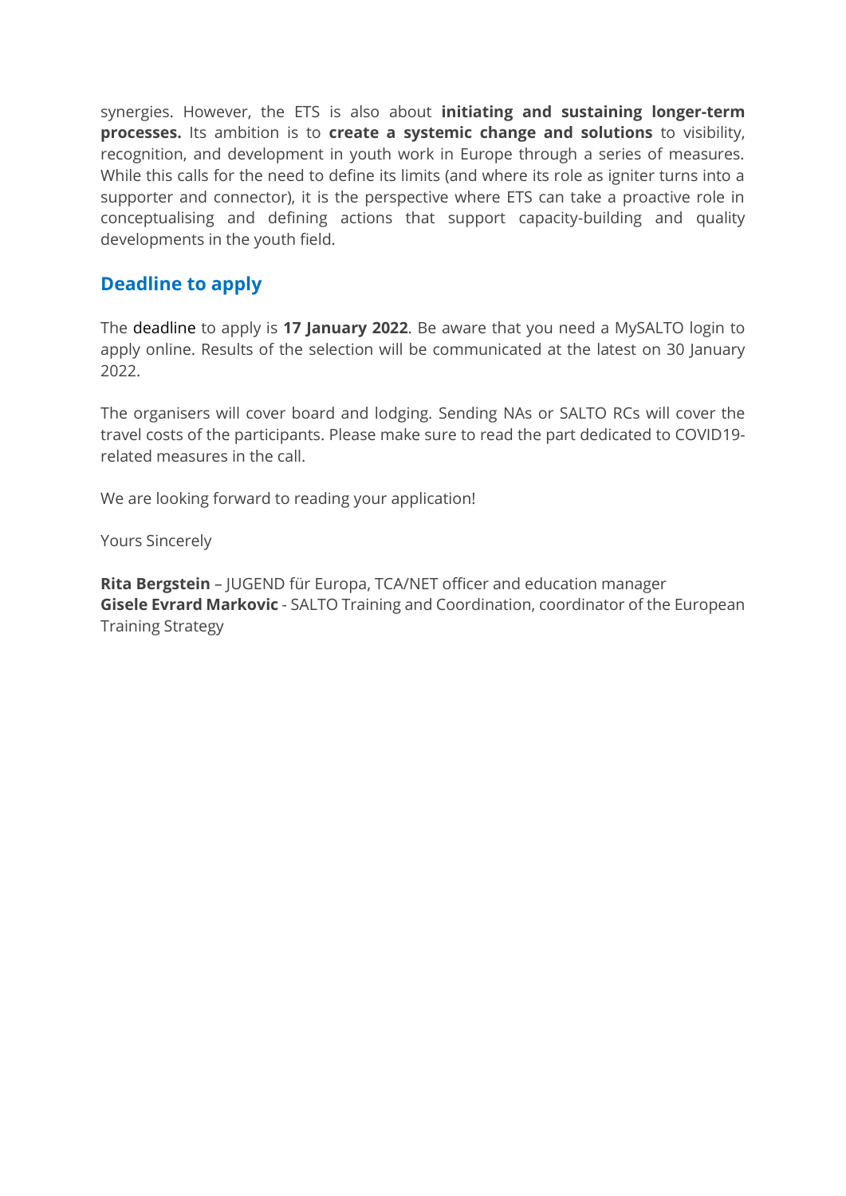synergies. However, the ETS is also about **initiating and sustaining longer-term processes.** Its ambition is to **create a systemic change and solutions** to visibility, recognition, and development in youth work in Europe through a series of measures. While this calls for the need to define its limits (and where its role as igniter turns into a supporter and connector), it is the perspective where ETS can take a proactive role in conceptualising and defining actions that support capacity-building and quality developments in the youth field.

## Deadline to apply

The deadline to apply is **17 January 2022**. Be aware that you need a MySALTO login to apply online. Results of the selection will be communicated at the latest on 30 January 2022.

The organisers will cover board and lodging. Sending NAs or SALTO RCs will cover the travel costs of the participants. Please make sure to read the part dedicated to COVID19-related measures in the call.

We are looking forward to reading your application!

Yours Sincerely

**Rita Bergstein** – JUGEND für Europa, TCA/NET officer and education manager
**Gisele Evrard Markovic** - SALTO Training and Coordination, coordinator of the European Training Strategy